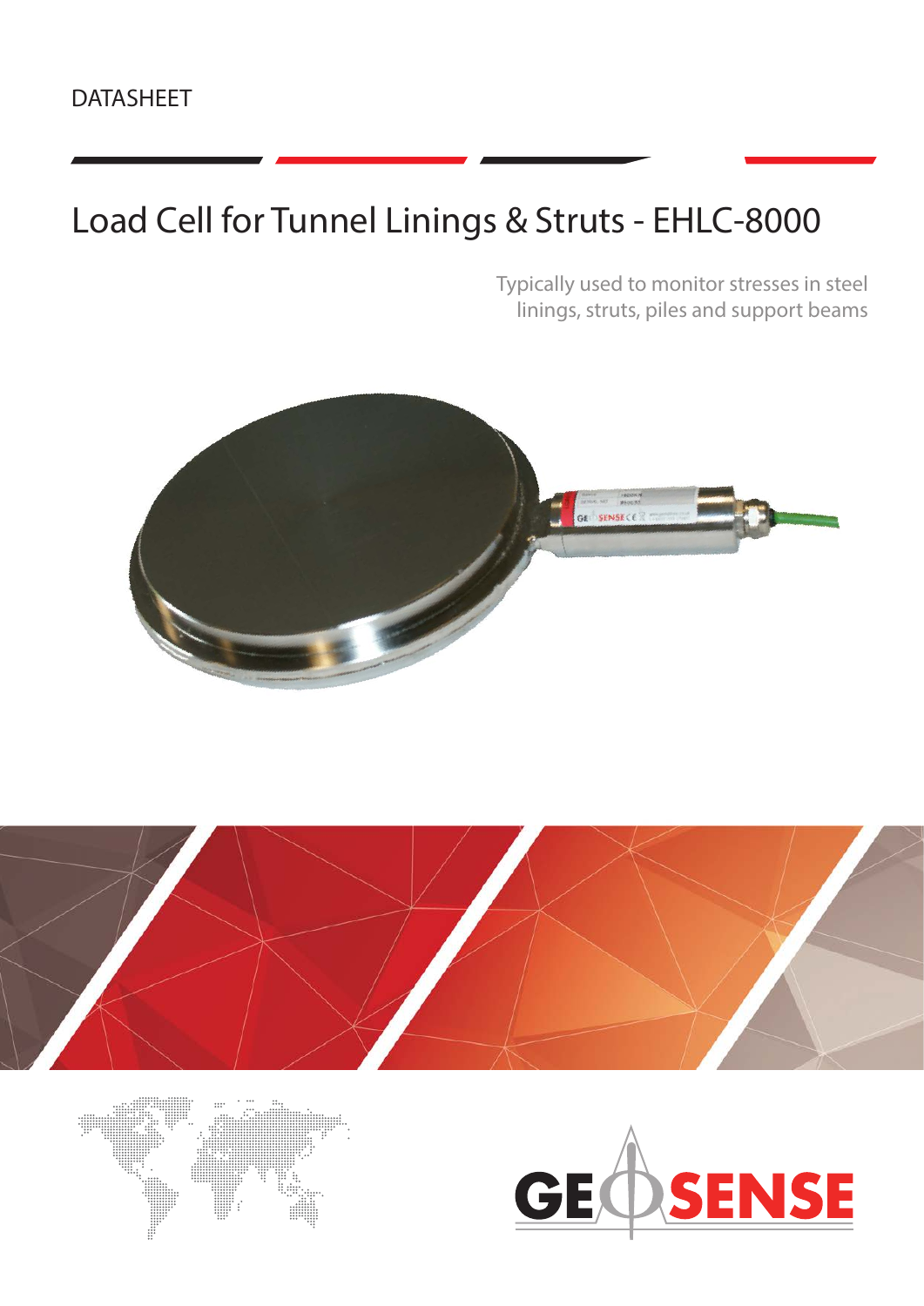DATASHEET

# Load Cell for Tunnel Linings & Struts - EHLC-8000

Typically used to monitor stresses in steel linings, struts, piles and support beams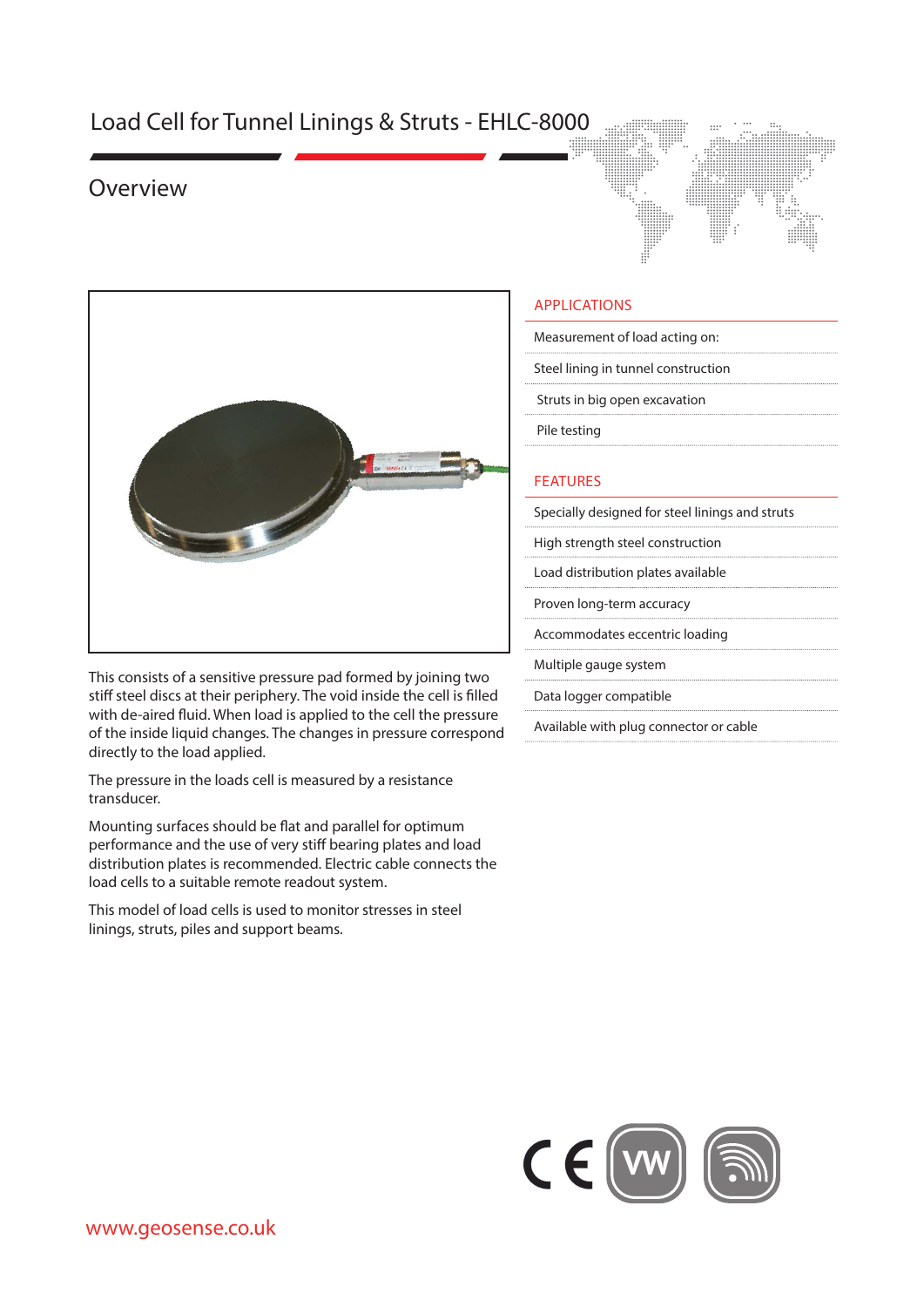# Load Cell for Tunnel Linings & Struts - EHLC-8000

## Overview

This consists of a sensitive pressure pad formed by joining two stiff steel discs at their periphery. The void inside the cell is filled with de-aired fluid. When load is applied to the cell the pressure of the inside liquid changes. The changes in pressure correspond directly to the load applied.

The pressure in the loads cell is measured by a resistance transducer.

Mounting surfaces should be flat and parallel for optimum performance and the use of very stiff bearing plates and load distribution plates is recommended. Electric cable connects the load cells to a suitable remote readout system.

This model of load cells is used to monitor stresses in steel linings, struts, piles and support beams.

### APPLICATIONS

Measurement of load acting on:

- Steel lining in tunnel construction
- Struts in big open excavation
- Pile testing

### FEATURES

- Specially designed for steel linings and struts
- High strength steel construction
- Load distribution plates available
- Proven long-term accuracy
- Accommodates eccentric loading
- Multiple gauge system
- Data logger compatible
- Available with plug connector or cable

www.geosense.co.uk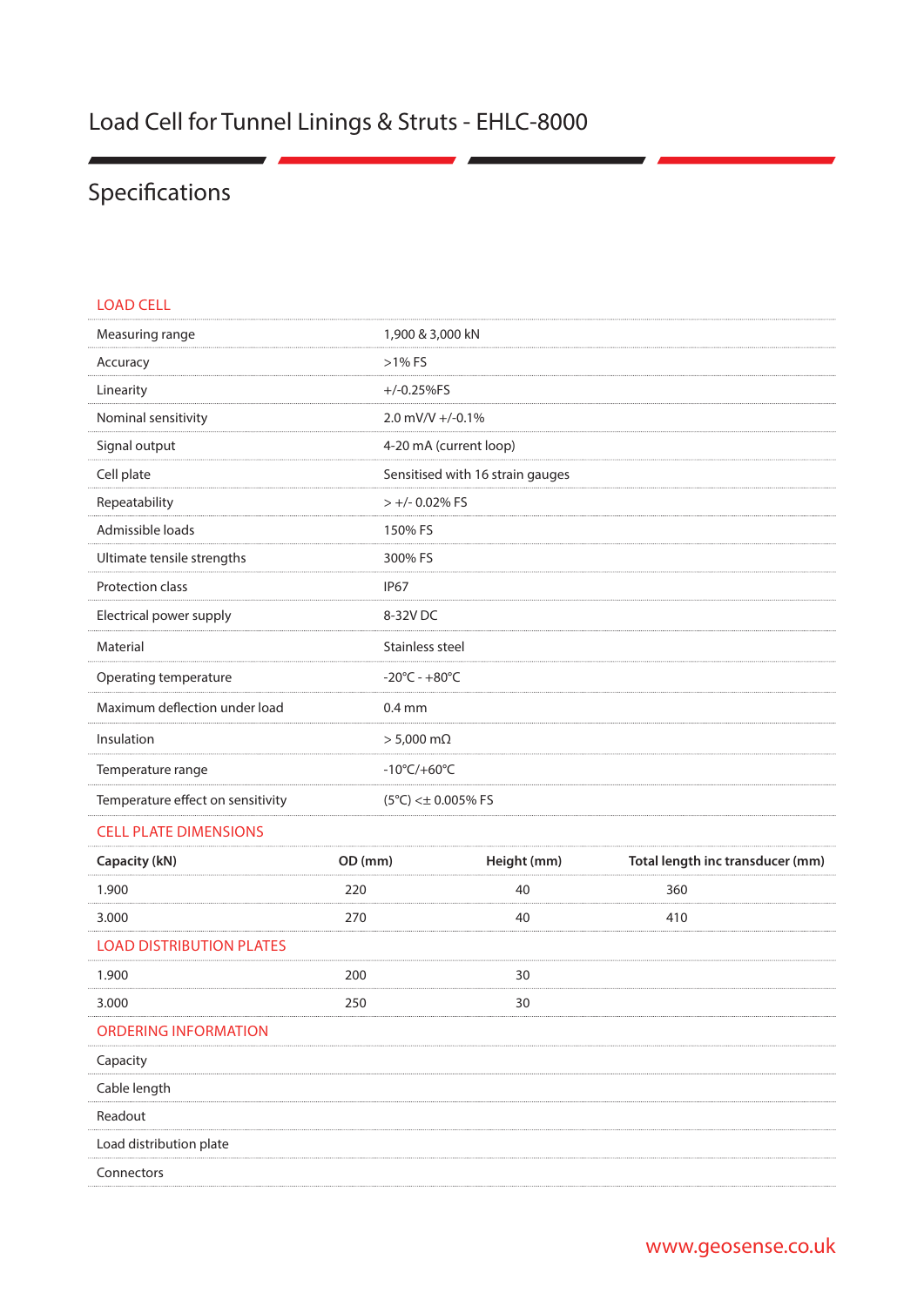# Load Cell for Tunnel Linings & Struts - EHLC-8000

## Specifications

### LOAD CELL

| | |
|---|---|
| Measuring range | 1,900 & 3,000 kN |
| Accuracy | >1% FS |
| Linearity | +/-0.25%FS |
| Nominal sensitivity | 2.0 mV/V +/-0.1% |
| Signal output | 4-20 mA (current loop) |
| Cell plate | Sensitised with 16 strain gauges |
| Repeatability | > +/- 0.02% FS |
| Admissible loads | 150% FS |
| Ultimate tensile strengths | 300% FS |
| Protection class | IP67 |
| Electrical power supply | 8-32V DC |
| Material | Stainless steel |
| Operating temperature | -20°C - +80°C |
| Maximum deflection under load | 0.4 mm |
| Insulation | > 5,000 mΩ |
| Temperature range | -10°C/+60°C |
| Temperature effect on sensitivity | (5°C) <± 0.005% FS |

### CELL PLATE DIMENSIONS

| Capacity (kN) | OD (mm) | Height (mm) | Total length inc transducer (mm) |
|---|---|---|---|
| 1.900 | 220 | 40 | 360 |
| 3.000 | 270 | 40 | 410 |

### LOAD DISTRIBUTION PLATES

| | | |
|---|---|---|
| 1.900 | 200 | 30 |
| 3.000 | 250 | 30 |

### ORDERING INFORMATION

- Capacity
- Cable length
- Readout
- Load distribution plate
- Connectors

www.geosense.co.uk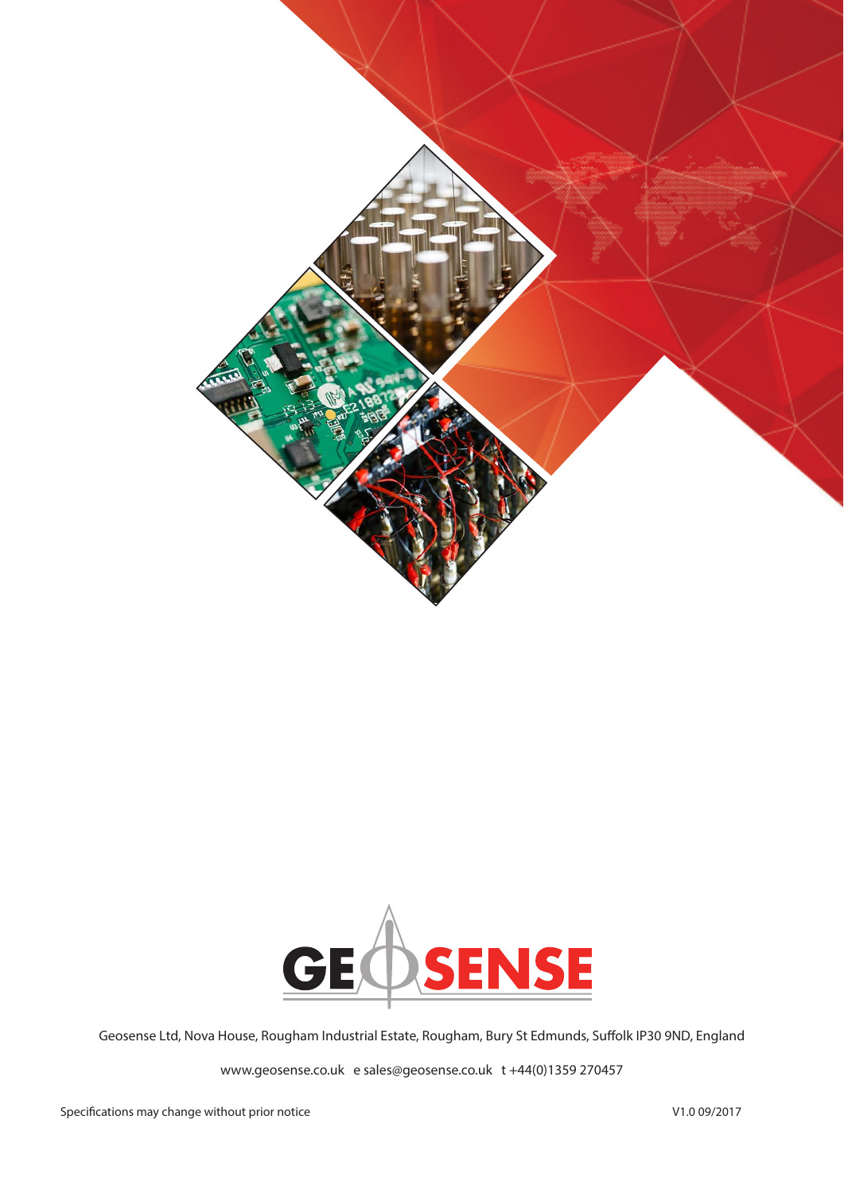Geosense Ltd, Nova House, Rougham Industrial Estate, Rougham, Bury St Edmunds, Suffolk IP30 9ND, England

www.geosense.co.uk e sales@geosense.co.uk t +44(0)1359 270457

Specifications may change without prior notice

V1.0 09/2017